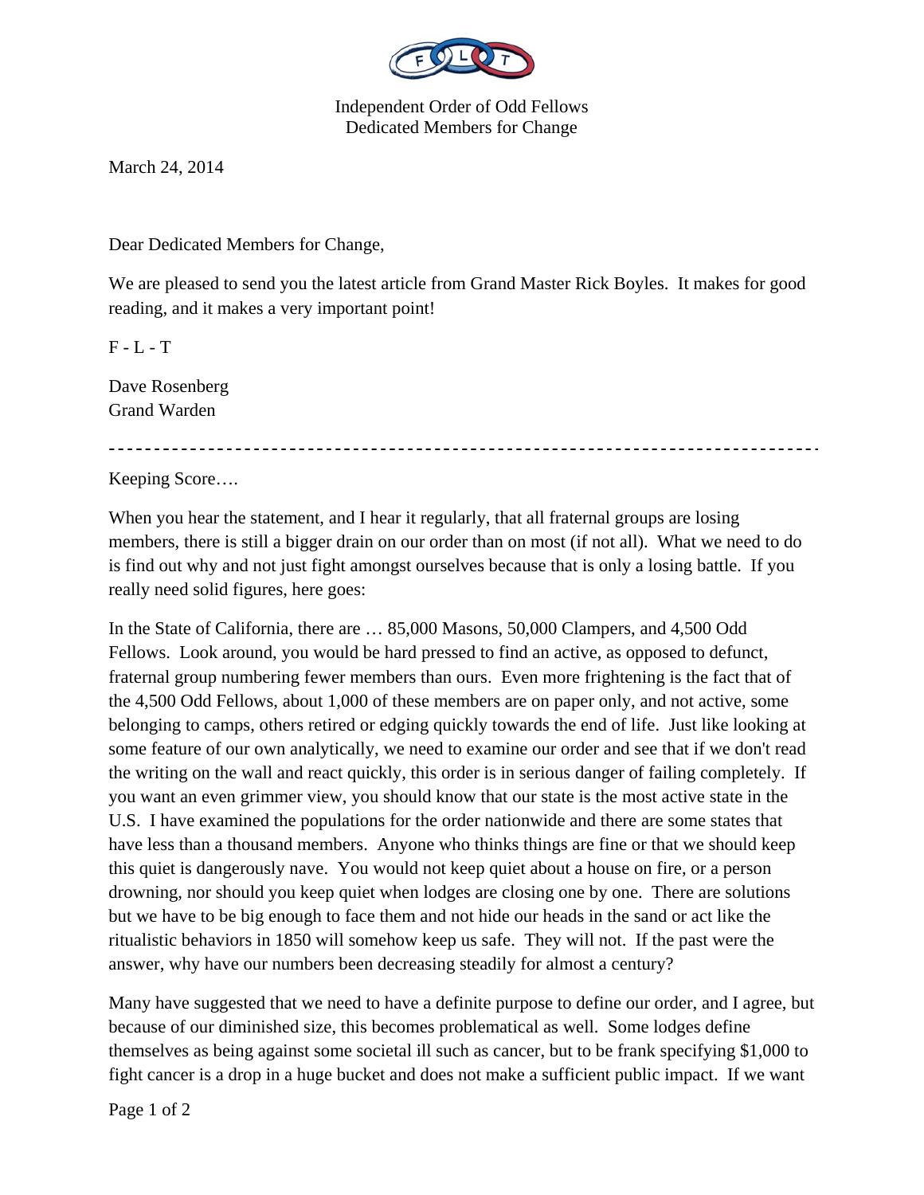Independent Order of Odd Fellows
Dedicated Members for Change

March 24, 2014

Dear Dedicated Members for Change,

We are pleased to send you the latest article from Grand Master Rick Boyles. It makes for good reading, and it makes a very important point!

F - L - T

Dave Rosenberg
Grand Warden

---

Keeping Score….

When you hear the statement, and I hear it regularly, that all fraternal groups are losing members, there is still a bigger drain on our order than on most (if not all). What we need to do is find out why and not just fight amongst ourselves because that is only a losing battle. If you really need solid figures, here goes:

In the State of California, there are … 85,000 Masons, 50,000 Clampers, and 4,500 Odd Fellows. Look around, you would be hard pressed to find an active, as opposed to defunct, fraternal group numbering fewer members than ours. Even more frightening is the fact that of the 4,500 Odd Fellows, about 1,000 of these members are on paper only, and not active, some belonging to camps, others retired or edging quickly towards the end of life. Just like looking at some feature of our own analytically, we need to examine our order and see that if we don't read the writing on the wall and react quickly, this order is in serious danger of failing completely. If you want an even grimmer view, you should know that our state is the most active state in the U.S. I have examined the populations for the order nationwide and there are some states that have less than a thousand members. Anyone who thinks things are fine or that we should keep this quiet is dangerously nave. You would not keep quiet about a house on fire, or a person drowning, nor should you keep quiet when lodges are closing one by one. There are solutions but we have to be big enough to face them and not hide our heads in the sand or act like the ritualistic behaviors in 1850 will somehow keep us safe. They will not. If the past were the answer, why have our numbers been decreasing steadily for almost a century?

Many have suggested that we need to have a definite purpose to define our order, and I agree, but because of our diminished size, this becomes problematical as well. Some lodges define themselves as being against some societal ill such as cancer, but to be frank specifying $1,000 to fight cancer is a drop in a huge bucket and does not make a sufficient public impact. If we want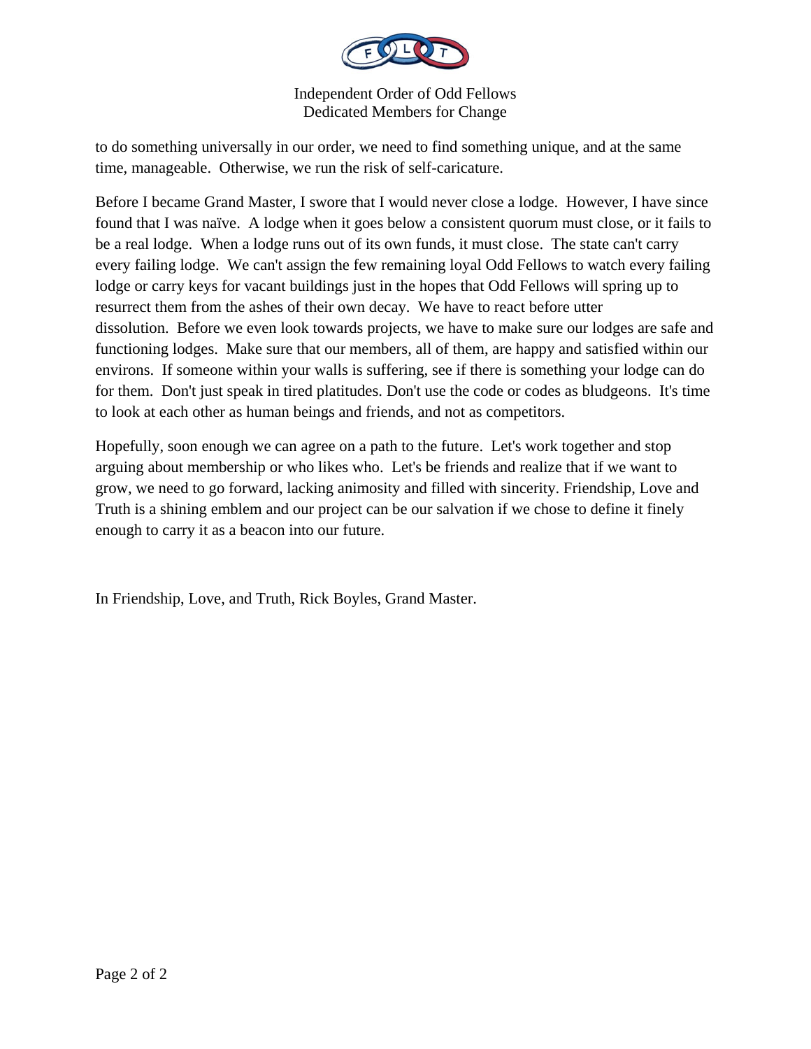to do something universally in our order, we need to find something unique, and at the same time, manageable. Otherwise, we run the risk of self-caricature.

Before I became Grand Master, I swore that I would never close a lodge. However, I have since found that I was naïve. A lodge when it goes below a consistent quorum must close, or it fails to be a real lodge. When a lodge runs out of its own funds, it must close. The state can't carry every failing lodge. We can't assign the few remaining loyal Odd Fellows to watch every failing lodge or carry keys for vacant buildings just in the hopes that Odd Fellows will spring up to resurrect them from the ashes of their own decay. We have to react before utter dissolution. Before we even look towards projects, we have to make sure our lodges are safe and functioning lodges. Make sure that our members, all of them, are happy and satisfied within our environs. If someone within your walls is suffering, see if there is something your lodge can do for them. Don't just speak in tired platitudes. Don't use the code or codes as bludgeons. It's time to look at each other as human beings and friends, and not as competitors.

Hopefully, soon enough we can agree on a path to the future. Let's work together and stop arguing about membership or who likes who. Let's be friends and realize that if we want to grow, we need to go forward, lacking animosity and filled with sincerity. Friendship, Love and Truth is a shining emblem and our project can be our salvation if we chose to define it finely enough to carry it as a beacon into our future.

In Friendship, Love, and Truth, Rick Boyles, Grand Master.